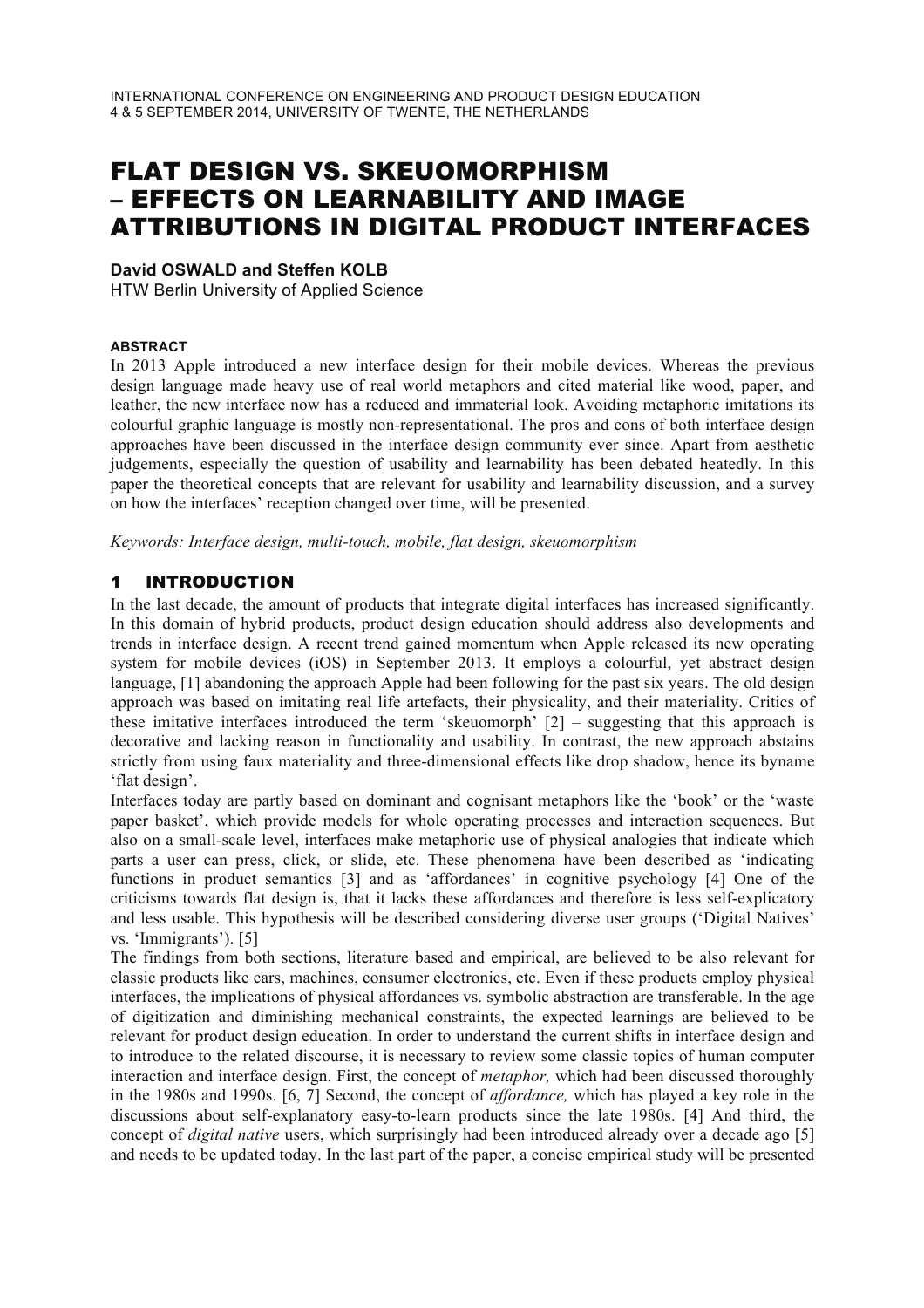# FLAT DESIGN VS. SKEUOMORPHISM – EFFECTS ON LEARNABILITY AND IMAGE ATTRIBUTIONS IN DIGITAL PRODUCT INTERFACES

**David OSWALD and Steffen KOLB**
HTW Berlin University of Applied Science

##### ABSTRACT

In 2013 Apple introduced a new interface design for their mobile devices. Whereas the previous design language made heavy use of real world metaphors and cited material like wood, paper, and leather, the new interface now has a reduced and immaterial look. Avoiding metaphoric imitations its colourful graphic language is mostly non-representational. The pros and cons of both interface design approaches have been discussed in the interface design community ever since. Apart from aesthetic judgements, especially the question of usability and learnability has been debated heatedly. In this paper the theoretical concepts that are relevant for usability and learnability discussion, and a survey on how the interfaces' reception changed over time, will be presented.

*Keywords: Interface design, multi-touch, mobile, flat design, skeuomorphism*

## 1 INTRODUCTION

In the last decade, the amount of products that integrate digital interfaces has increased significantly. In this domain of hybrid products, product design education should address also developments and trends in interface design. A recent trend gained momentum when Apple released its new operating system for mobile devices (iOS) in September 2013. It employs a colourful, yet abstract design language, [1] abandoning the approach Apple had been following for the past six years. The old design approach was based on imitating real life artefacts, their physicality, and their materiality. Critics of these imitative interfaces introduced the term 'skeuomorph' [2] – suggesting that this approach is decorative and lacking reason in functionality and usability. In contrast, the new approach abstains strictly from using faux materiality and three-dimensional effects like drop shadow, hence its byname 'flat design'.

Interfaces today are partly based on dominant and cognisant metaphors like the 'book' or the 'waste paper basket', which provide models for whole operating processes and interaction sequences. But also on a small-scale level, interfaces make metaphoric use of physical analogies that indicate which parts a user can press, click, or slide, etc. These phenomena have been described as 'indicating functions in product semantics [3] and as 'affordances' in cognitive psychology [4] One of the criticisms towards flat design is, that it lacks these affordances and therefore is less self-explicatory and less usable. This hypothesis will be described considering diverse user groups ('Digital Natives' vs. 'Immigrants'). [5]

The findings from both sections, literature based and empirical, are believed to be also relevant for classic products like cars, machines, consumer electronics, etc. Even if these products employ physical interfaces, the implications of physical affordances vs. symbolic abstraction are transferable. In the age of digitization and diminishing mechanical constraints, the expected learnings are believed to be relevant for product design education. In order to understand the current shifts in interface design and to introduce to the related discourse, it is necessary to review some classic topics of human computer interaction and interface design. First, the concept of *metaphor,* which had been discussed thoroughly in the 1980s and 1990s. [6, 7] Second, the concept of *affordance,* which has played a key role in the discussions about self-explanatory easy-to-learn products since the late 1980s. [4] And third, the concept of *digital native* users, which surprisingly had been introduced already over a decade ago [5] and needs to be updated today. In the last part of the paper, a concise empirical study will be presented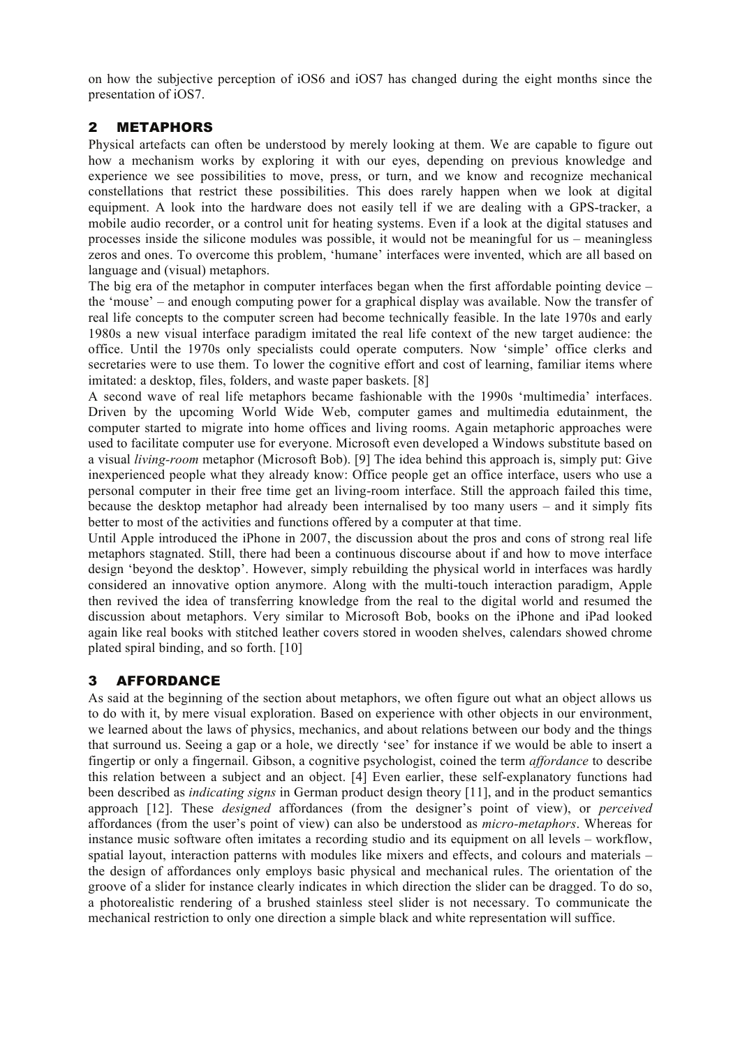on how the subjective perception of iOS6 and iOS7 has changed during the eight months since the presentation of iOS7.

## 2 METAPHORS

Physical artefacts can often be understood by merely looking at them. We are capable to figure out how a mechanism works by exploring it with our eyes, depending on previous knowledge and experience we see possibilities to move, press, or turn, and we know and recognize mechanical constellations that restrict these possibilities. This does rarely happen when we look at digital equipment. A look into the hardware does not easily tell if we are dealing with a GPS-tracker, a mobile audio recorder, or a control unit for heating systems. Even if a look at the digital statuses and processes inside the silicone modules was possible, it would not be meaningful for us – meaningless zeros and ones. To overcome this problem, 'humane' interfaces were invented, which are all based on language and (visual) metaphors.

The big era of the metaphor in computer interfaces began when the first affordable pointing device – the 'mouse' – and enough computing power for a graphical display was available. Now the transfer of real life concepts to the computer screen had become technically feasible. In the late 1970s and early 1980s a new visual interface paradigm imitated the real life context of the new target audience: the office. Until the 1970s only specialists could operate computers. Now 'simple' office clerks and secretaries were to use them. To lower the cognitive effort and cost of learning, familiar items where imitated: a desktop, files, folders, and waste paper baskets. [8]

A second wave of real life metaphors became fashionable with the 1990s 'multimedia' interfaces. Driven by the upcoming World Wide Web, computer games and multimedia edutainment, the computer started to migrate into home offices and living rooms. Again metaphoric approaches were used to facilitate computer use for everyone. Microsoft even developed a Windows substitute based on a visual *living-room* metaphor (Microsoft Bob). [9] The idea behind this approach is, simply put: Give inexperienced people what they already know: Office people get an office interface, users who use a personal computer in their free time get an living-room interface. Still the approach failed this time, because the desktop metaphor had already been internalised by too many users – and it simply fits better to most of the activities and functions offered by a computer at that time.

Until Apple introduced the iPhone in 2007, the discussion about the pros and cons of strong real life metaphors stagnated. Still, there had been a continuous discourse about if and how to move interface design 'beyond the desktop'. However, simply rebuilding the physical world in interfaces was hardly considered an innovative option anymore. Along with the multi-touch interaction paradigm, Apple then revived the idea of transferring knowledge from the real to the digital world and resumed the discussion about metaphors. Very similar to Microsoft Bob, books on the iPhone and iPad looked again like real books with stitched leather covers stored in wooden shelves, calendars showed chrome plated spiral binding, and so forth. [10]

## 3 AFFORDANCE

As said at the beginning of the section about metaphors, we often figure out what an object allows us to do with it, by mere visual exploration. Based on experience with other objects in our environment, we learned about the laws of physics, mechanics, and about relations between our body and the things that surround us. Seeing a gap or a hole, we directly 'see' for instance if we would be able to insert a fingertip or only a fingernail. Gibson, a cognitive psychologist, coined the term *affordance* to describe this relation between a subject and an object. [4] Even earlier, these self-explanatory functions had been described as *indicating signs* in German product design theory [11], and in the product semantics approach [12]. These *designed* affordances (from the designer's point of view), or *perceived* affordances (from the user's point of view) can also be understood as *micro-metaphors*. Whereas for instance music software often imitates a recording studio and its equipment on all levels – workflow, spatial layout, interaction patterns with modules like mixers and effects, and colours and materials – the design of affordances only employs basic physical and mechanical rules. The orientation of the groove of a slider for instance clearly indicates in which direction the slider can be dragged. To do so, a photorealistic rendering of a brushed stainless steel slider is not necessary. To communicate the mechanical restriction to only one direction a simple black and white representation will suffice.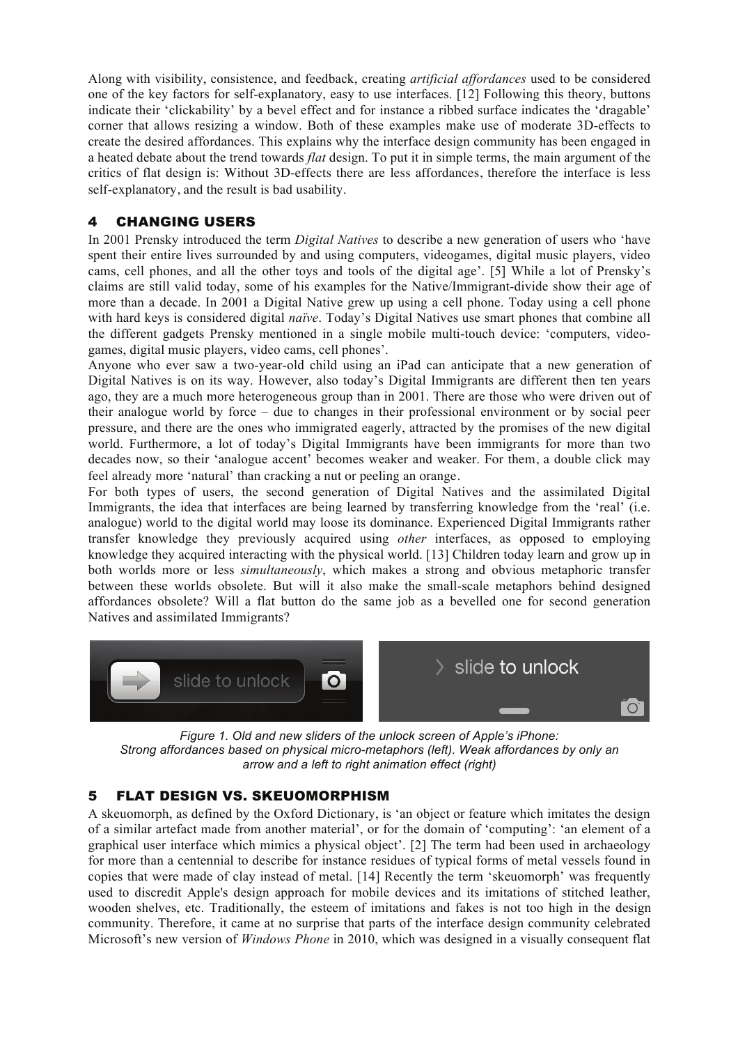Along with visibility, consistence, and feedback, creating *artificial affordances* used to be considered one of the key factors for self-explanatory, easy to use interfaces. [12] Following this theory, buttons indicate their 'clickability' by a bevel effect and for instance a ribbed surface indicates the 'dragable' corner that allows resizing a window. Both of these examples make use of moderate 3D-effects to create the desired affordances. This explains why the interface design community has been engaged in a heated debate about the trend towards *flat* design. To put it in simple terms, the main argument of the critics of flat design is: Without 3D-effects there are less affordances, therefore the interface is less self-explanatory, and the result is bad usability.

## 4 CHANGING USERS

In 2001 Prensky introduced the term *Digital Natives* to describe a new generation of users who 'have spent their entire lives surrounded by and using computers, videogames, digital music players, video cams, cell phones, and all the other toys and tools of the digital age'. [5] While a lot of Prensky's claims are still valid today, some of his examples for the Native/Immigrant-divide show their age of more than a decade. In 2001 a Digital Native grew up using a cell phone. Today using a cell phone with hard keys is considered digital *naïve*. Today's Digital Natives use smart phones that combine all the different gadgets Prensky mentioned in a single mobile multi-touch device: 'computers, video-games, digital music players, video cams, cell phones'.

Anyone who ever saw a two-year-old child using an iPad can anticipate that a new generation of Digital Natives is on its way. However, also today's Digital Immigrants are different then ten years ago, they are a much more heterogeneous group than in 2001. There are those who were driven out of their analogue world by force – due to changes in their professional environment or by social peer pressure, and there are the ones who immigrated eagerly, attracted by the promises of the new digital world. Furthermore, a lot of today's Digital Immigrants have been immigrants for more than two decades now, so their 'analogue accent' becomes weaker and weaker. For them, a double click may feel already more 'natural' than cracking a nut or peeling an orange.

For both types of users, the second generation of Digital Natives and the assimilated Digital Immigrants, the idea that interfaces are being learned by transferring knowledge from the 'real' (i.e. analogue) world to the digital world may loose its dominance. Experienced Digital Immigrants rather transfer knowledge they previously acquired using *other* interfaces, as opposed to employing knowledge they acquired interacting with the physical world. [13] Children today learn and grow up in both worlds more or less *simultaneously*, which makes a strong and obvious metaphoric transfer between these worlds obsolete. But will it also make the small-scale metaphors behind designed affordances obsolete? Will a flat button do the same job as a bevelled one for second generation Natives and assimilated Immigrants?

*Figure 1. Old and new sliders of the unlock screen of Apple's iPhone: Strong affordances based on physical micro-metaphors (left). Weak affordances by only an arrow and a left to right animation effect (right)*

## 5 FLAT DESIGN VS. SKEUOMORPHISM

A skeuomorph, as defined by the Oxford Dictionary, is 'an object or feature which imitates the design of a similar artefact made from another material', or for the domain of 'computing': 'an element of a graphical user interface which mimics a physical object'. [2] The term had been used in archaeology for more than a centennial to describe for instance residues of typical forms of metal vessels found in copies that were made of clay instead of metal. [14] Recently the term 'skeuomorph' was frequently used to discredit Apple's design approach for mobile devices and its imitations of stitched leather, wooden shelves, etc. Traditionally, the esteem of imitations and fakes is not too high in the design community. Therefore, it came at no surprise that parts of the interface design community celebrated Microsoft's new version of *Windows Phone* in 2010, which was designed in a visually consequent flat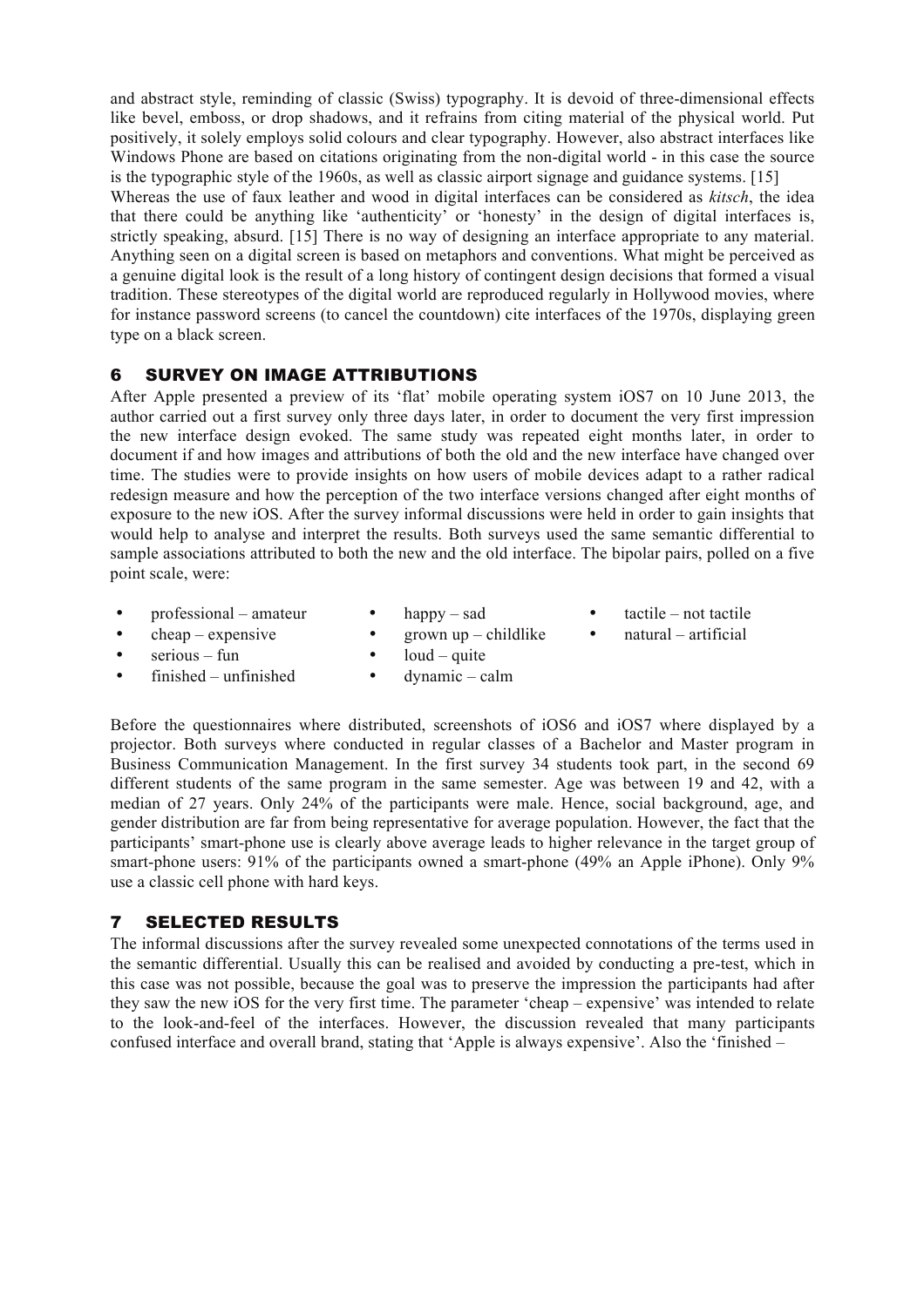and abstract style, reminding of classic (Swiss) typography. It is devoid of three-dimensional effects like bevel, emboss, or drop shadows, and it refrains from citing material of the physical world. Put positively, it solely employs solid colours and clear typography. However, also abstract interfaces like Windows Phone are based on citations originating from the non-digital world - in this case the source is the typographic style of the 1960s, as well as classic airport signage and guidance systems. [15]

Whereas the use of faux leather and wood in digital interfaces can be considered as *kitsch*, the idea that there could be anything like 'authenticity' or 'honesty' in the design of digital interfaces is, strictly speaking, absurd. [15] There is no way of designing an interface appropriate to any material. Anything seen on a digital screen is based on metaphors and conventions. What might be perceived as a genuine digital look is the result of a long history of contingent design decisions that formed a visual tradition. These stereotypes of the digital world are reproduced regularly in Hollywood movies, where for instance password screens (to cancel the countdown) cite interfaces of the 1970s, displaying green type on a black screen.

## 6 SURVEY ON IMAGE ATTRIBUTIONS

After Apple presented a preview of its 'flat' mobile operating system iOS7 on 10 June 2013, the author carried out a first survey only three days later, in order to document the very first impression the new interface design evoked. The same study was repeated eight months later, in order to document if and how images and attributions of both the old and the new interface have changed over time. The studies were to provide insights on how users of mobile devices adapt to a rather radical redesign measure and how the perception of the two interface versions changed after eight months of exposure to the new iOS. After the survey informal discussions were held in order to gain insights that would help to analyse and interpret the results. Both surveys used the same semantic differential to sample associations attributed to both the new and the old interface. The bipolar pairs, polled on a five point scale, were:

- professional – amateur
- cheap – expensive
- serious – fun
- finished – unfinished
- happy – sad
- grown up – childlike
- loud – quite
- dynamic – calm
- tactile – not tactile
- natural – artificial

Before the questionnaires where distributed, screenshots of iOS6 and iOS7 where displayed by a projector. Both surveys where conducted in regular classes of a Bachelor and Master program in Business Communication Management. In the first survey 34 students took part, in the second 69 different students of the same program in the same semester. Age was between 19 and 42, with a median of 27 years. Only 24% of the participants were male. Hence, social background, age, and gender distribution are far from being representative for average population. However, the fact that the participants' smart-phone use is clearly above average leads to higher relevance in the target group of smart-phone users: 91% of the participants owned a smart-phone (49% an Apple iPhone). Only 9% use a classic cell phone with hard keys.

## 7 SELECTED RESULTS

The informal discussions after the survey revealed some unexpected connotations of the terms used in the semantic differential. Usually this can be realised and avoided by conducting a pre-test, which in this case was not possible, because the goal was to preserve the impression the participants had after they saw the new iOS for the very first time. The parameter 'cheap – expensive' was intended to relate to the look-and-feel of the interfaces. However, the discussion revealed that many participants confused interface and overall brand, stating that 'Apple is always expensive'. Also the 'finished –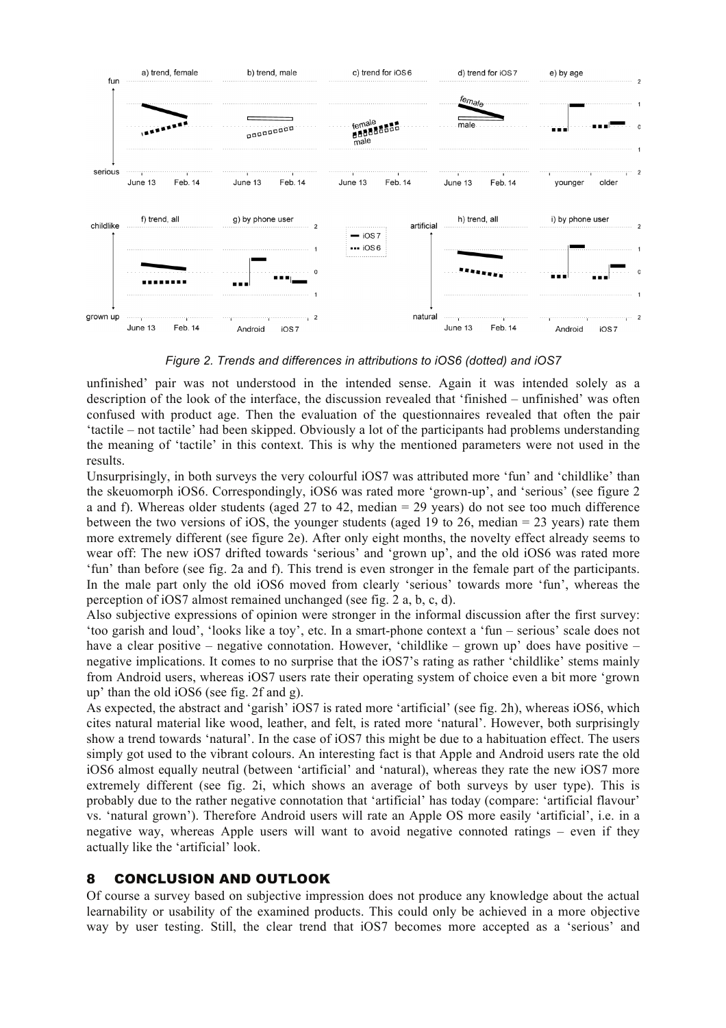*Figure 2. Trends and differences in attributions to iOS6 (dotted) and iOS7*

unfinished' pair was not understood in the intended sense. Again it was intended solely as a description of the look of the interface, the discussion revealed that 'finished – unfinished' was often confused with product age. Then the evaluation of the questionnaires revealed that often the pair 'tactile – not tactile' had been skipped. Obviously a lot of the participants had problems understanding the meaning of 'tactile' in this context. This is why the mentioned parameters were not used in the results.

Unsurprisingly, in both surveys the very colourful iOS7 was attributed more 'fun' and 'childlike' than the skeuomorph iOS6. Correspondingly, iOS6 was rated more 'grown-up', and 'serious' (see figure 2 a and f). Whereas older students (aged 27 to 42, median = 29 years) do not see too much difference between the two versions of iOS, the younger students (aged 19 to 26, median = 23 years) rate them more extremely different (see figure 2e). After only eight months, the novelty effect already seems to wear off: The new iOS7 drifted towards 'serious' and 'grown up', and the old iOS6 was rated more 'fun' than before (see fig. 2a and f). This trend is even stronger in the female part of the participants. In the male part only the old iOS6 moved from clearly 'serious' towards more 'fun', whereas the perception of iOS7 almost remained unchanged (see fig. 2 a, b, c, d).

Also subjective expressions of opinion were stronger in the informal discussion after the first survey: 'too garish and loud', 'looks like a toy', etc. In a smart-phone context a 'fun – serious' scale does not have a clear positive – negative connotation. However, 'childlike – grown up' does have positive – negative implications. It comes to no surprise that the iOS7's rating as rather 'childlike' stems mainly from Android users, whereas iOS7 users rate their operating system of choice even a bit more 'grown up' than the old iOS6 (see fig. 2f and g).

As expected, the abstract and 'garish' iOS7 is rated more 'artificial' (see fig. 2h), whereas iOS6, which cites natural material like wood, leather, and felt, is rated more 'natural'. However, both surprisingly show a trend towards 'natural'. In the case of iOS7 this might be due to a habituation effect. The users simply got used to the vibrant colours. An interesting fact is that Apple and Android users rate the old iOS6 almost equally neutral (between 'artificial' and 'natural), whereas they rate the new iOS7 more extremely different (see fig. 2i, which shows an average of both surveys by user type). This is probably due to the rather negative connotation that 'artificial' has today (compare: 'artificial flavour' vs. 'natural grown'). Therefore Android users will rate an Apple OS more easily 'artificial', i.e. in a negative way, whereas Apple users will want to avoid negative connoted ratings – even if they actually like the 'artificial' look.

## 8 CONCLUSION AND OUTLOOK

Of course a survey based on subjective impression does not produce any knowledge about the actual learnability or usability of the examined products. This could only be achieved in a more objective way by user testing. Still, the clear trend that iOS7 becomes more accepted as a 'serious' and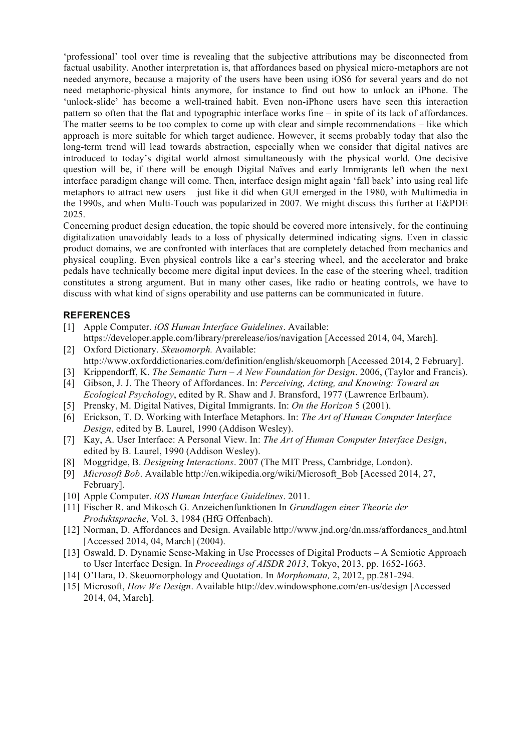'professional' tool over time is revealing that the subjective attributions may be disconnected from factual usability. Another interpretation is, that affordances based on physical micro-metaphors are not needed anymore, because a majority of the users have been using iOS6 for several years and do not need metaphoric-physical hints anymore, for instance to find out how to unlock an iPhone. The 'unlock-slide' has become a well-trained habit. Even non-iPhone users have seen this interaction pattern so often that the flat and typographic interface works fine – in spite of its lack of affordances. The matter seems to be too complex to come up with clear and simple recommendations – like which approach is more suitable for which target audience. However, it seems probably today that also the long-term trend will lead towards abstraction, especially when we consider that digital natives are introduced to today's digital world almost simultaneously with the physical world. One decisive question will be, if there will be enough Digital Naïves and early Immigrants left when the next interface paradigm change will come. Then, interface design might again 'fall back' into using real life metaphors to attract new users – just like it did when GUI emerged in the 1980, with Multimedia in the 1990s, and when Multi-Touch was popularized in 2007. We might discuss this further at E&PDE 2025.

Concerning product design education, the topic should be covered more intensively, for the continuing digitalization unavoidably leads to a loss of physically determined indicating signs. Even in classic product domains, we are confronted with interfaces that are completely detached from mechanics and physical coupling. Even physical controls like a car's steering wheel, and the accelerator and brake pedals have technically become mere digital input devices. In the case of the steering wheel, tradition constitutes a strong argument. But in many other cases, like radio or heating controls, we have to discuss with what kind of signs operability and use patterns can be communicated in future.

## REFERENCES

[1] Apple Computer. *iOS Human Interface Guidelines*. Available: https://developer.apple.com/library/prerelease/ios/navigation [Accessed 2014, 04, March].

[2] Oxford Dictionary. *Skeuomorph.* Available: http://www.oxforddictionaries.com/definition/english/skeuomorph [Accessed 2014, 2 February].

[3] Krippendorff, K. *The Semantic Turn – A New Foundation for Design*. 2006, (Taylor and Francis).

[4] Gibson, J. J. The Theory of Affordances. In: *Perceiving, Acting, and Knowing: Toward an Ecological Psychology*, edited by R. Shaw and J. Bransford, 1977 (Lawrence Erlbaum).

[5] Prensky, M. Digital Natives, Digital Immigrants. In: *On the Horizon* 5 (2001).

[6] Erickson, T. D. Working with Interface Metaphors. In: *The Art of Human Computer Interface Design*, edited by B. Laurel, 1990 (Addison Wesley).

[7] Kay, A. User Interface: A Personal View. In: *The Art of Human Computer Interface Design*, edited by B. Laurel, 1990 (Addison Wesley).

[8] Moggridge, B. *Designing Interactions*. 2007 (The MIT Press, Cambridge, London).

[9] *Microsoft Bob*. Available http://en.wikipedia.org/wiki/Microsoft_Bob [Acessed 2014, 27, February].

[10] Apple Computer. *iOS Human Interface Guidelines*. 2011.

[11] Fischer R. and Mikosch G. Anzeichenfunktionen In *Grundlagen einer Theorie der Produktsprache*, Vol. 3, 1984 (HfG Offenbach).

[12] Norman, D. Affordances and Design. Available http://www.jnd.org/dn.mss/affordances_and.html [Accessed 2014, 04, March] (2004).

[13] Oswald, D. Dynamic Sense-Making in Use Processes of Digital Products – A Semiotic Approach to User Interface Design. In *Proceedings of AISDR 2013*, Tokyo, 2013, pp. 1652-1663.

[14] O'Hara, D. Skeuomorphology and Quotation. In *Morphomata,* 2, 2012, pp.281-294.

[15] Microsoft, *How We Design*. Available http://dev.windowsphone.com/en-us/design [Accessed 2014, 04, March].